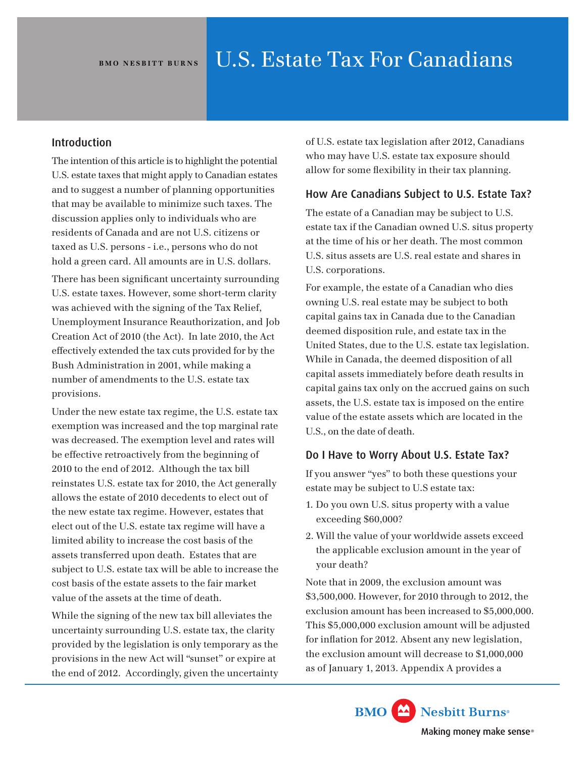BMO NESBITT BURNS

# U.S. Estate Tax For Canadians

## Introduction

The intention of this article is to highlight the potential U.S. estate taxes that might apply to Canadian estates and to suggest a number of planning opportunities that may be available to minimize such taxes. The discussion applies only to individuals who are residents of Canada and are not U.S. citizens or taxed as U.S. persons - i.e., persons who do not hold a green card. All amounts are in U.S. dollars.

There has been significant uncertainty surrounding U.S. estate taxes. However, some short-term clarity was achieved with the signing of the Tax Relief, Unemployment Insurance Reauthorization, and Job Creation Act of 2010 (the Act). In late 2010, the Act effectively extended the tax cuts provided for by the Bush Administration in 2001, while making a number of amendments to the U.S. estate tax provisions.

Under the new estate tax regime, the U.S. estate tax exemption was increased and the top marginal rate was decreased. The exemption level and rates will be effective retroactively from the beginning of 2010 to the end of 2012. Although the tax bill reinstates U.S. estate tax for 2010, the Act generally allows the estate of 2010 decedents to elect out of the new estate tax regime. However, estates that elect out of the U.S. estate tax regime will have a limited ability to increase the cost basis of the assets transferred upon death. Estates that are subject to U.S. estate tax will be able to increase the cost basis of the estate assets to the fair market value of the assets at the time of death.

While the signing of the new tax bill alleviates the uncertainty surrounding U.S. estate tax, the clarity provided by the legislation is only temporary as the provisions in the new Act will "sunset" or expire at the end of 2012. Accordingly, given the uncertainty of U.S. estate tax legislation after 2012, Canadians who may have U.S. estate tax exposure should allow for some flexibility in their tax planning.

## How Are Canadians Subject to U.S. Estate Tax?

The estate of a Canadian may be subject to U.S. estate tax if the Canadian owned U.S. situs property at the time of his or her death. The most common U.S. situs assets are U.S. real estate and shares in U.S. corporations.

For example, the estate of a Canadian who dies owning U.S. real estate may be subject to both capital gains tax in Canada due to the Canadian deemed disposition rule, and estate tax in the United States, due to the U.S. estate tax legislation. While in Canada, the deemed disposition of all capital assets immediately before death results in capital gains tax only on the accrued gains on such assets, the U.S. estate tax is imposed on the entire value of the estate assets which are located in the U.S., on the date of death.

## Do I Have to Worry About U.S. Estate Tax?

If you answer "yes" to both these questions your estate may be subject to U.S estate tax:

1. Do you own U.S. situs property with a value exceeding $60,000?
2. Will the value of your worldwide assets exceed the applicable exclusion amount in the year of your death?

Note that in 2009, the exclusion amount was $3,500,000. However, for 2010 through to 2012, the exclusion amount has been increased to $5,000,000. This $5,000,000 exclusion amount will be adjusted for inflation for 2012. Absent any new legislation, the exclusion amount will decrease to $1,000,000 as of January 1, 2013. Appendix A provides a

BMO Nesbitt Burns®
Making money make sense®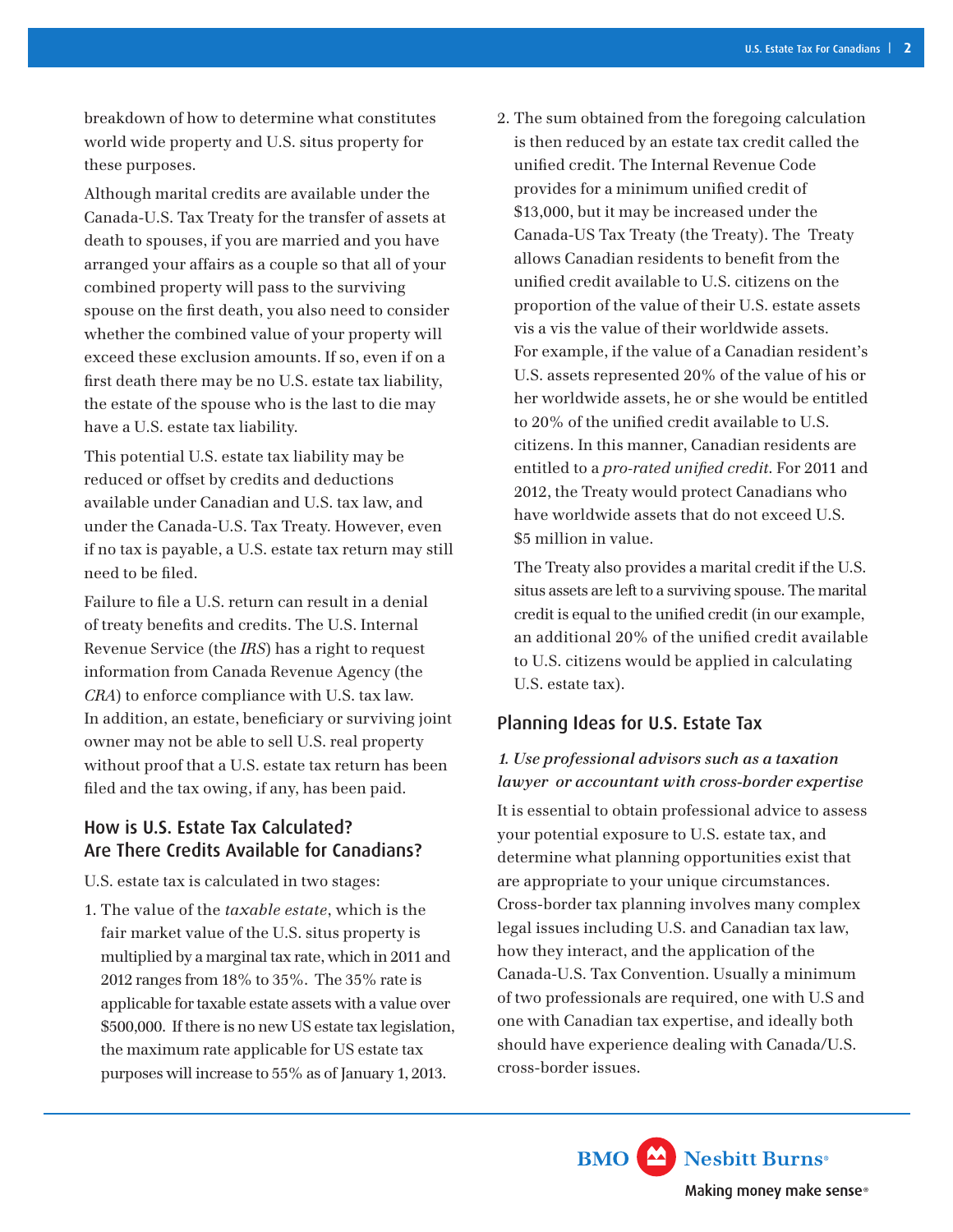breakdown of how to determine what constitutes world wide property and U.S. situs property for these purposes.

Although marital credits are available under the Canada-U.S. Tax Treaty for the transfer of assets at death to spouses, if you are married and you have arranged your affairs as a couple so that all of your combined property will pass to the surviving spouse on the first death, you also need to consider whether the combined value of your property will exceed these exclusion amounts. If so, even if on a first death there may be no U.S. estate tax liability, the estate of the spouse who is the last to die may have a U.S. estate tax liability.

This potential U.S. estate tax liability may be reduced or offset by credits and deductions available under Canadian and U.S. tax law, and under the Canada-U.S. Tax Treaty. However, even if no tax is payable, a U.S. estate tax return may still need to be filed.

Failure to file a U.S. return can result in a denial of treaty benefits and credits. The U.S. Internal Revenue Service (the *IRS*) has a right to request information from Canada Revenue Agency (the *CRA*) to enforce compliance with U.S. tax law. In addition, an estate, beneficiary or surviving joint owner may not be able to sell U.S. real property without proof that a U.S. estate tax return has been filed and the tax owing, if any, has been paid.

## How is U.S. Estate Tax Calculated? Are There Credits Available for Canadians?

U.S. estate tax is calculated in two stages:

1. The value of the *taxable estate*, which is the fair market value of the U.S. situs property is multiplied by a marginal tax rate, which in 2011 and 2012 ranges from 18% to 35%. The 35% rate is applicable for taxable estate assets with a value over $500,000. If there is no new US estate tax legislation, the maximum rate applicable for US estate tax purposes will increase to 55% as of January 1, 2013.
2. The sum obtained from the foregoing calculation is then reduced by an estate tax credit called the unified credit. The Internal Revenue Code provides for a minimum unified credit of $13,000, but it may be increased under the Canada-US Tax Treaty (the Treaty). The Treaty allows Canadian residents to benefit from the unified credit available to U.S. citizens on the proportion of the value of their U.S. estate assets vis a vis the value of their worldwide assets. For example, if the value of a Canadian resident's U.S. assets represented 20% of the value of his or her worldwide assets, he or she would be entitled to 20% of the unified credit available to U.S. citizens. In this manner, Canadian residents are entitled to a *pro-rated unified credit*. For 2011 and 2012, the Treaty would protect Canadians who have worldwide assets that do not exceed U.S. $5 million in value.

   The Treaty also provides a marital credit if the U.S. situs assets are left to a surviving spouse. The marital credit is equal to the unified credit (in our example, an additional 20% of the unified credit available to U.S. citizens would be applied in calculating U.S. estate tax).

## Planning Ideas for U.S. Estate Tax

### *1. Use professional advisors such as a taxation lawyer or accountant with cross-border expertise*

It is essential to obtain professional advice to assess your potential exposure to U.S. estate tax, and determine what planning opportunities exist that are appropriate to your unique circumstances. Cross-border tax planning involves many complex legal issues including U.S. and Canadian tax law, how they interact, and the application of the Canada-U.S. Tax Convention. Usually a minimum of two professionals are required, one with U.S and one with Canadian tax expertise, and ideally both should have experience dealing with Canada/U.S. cross-border issues.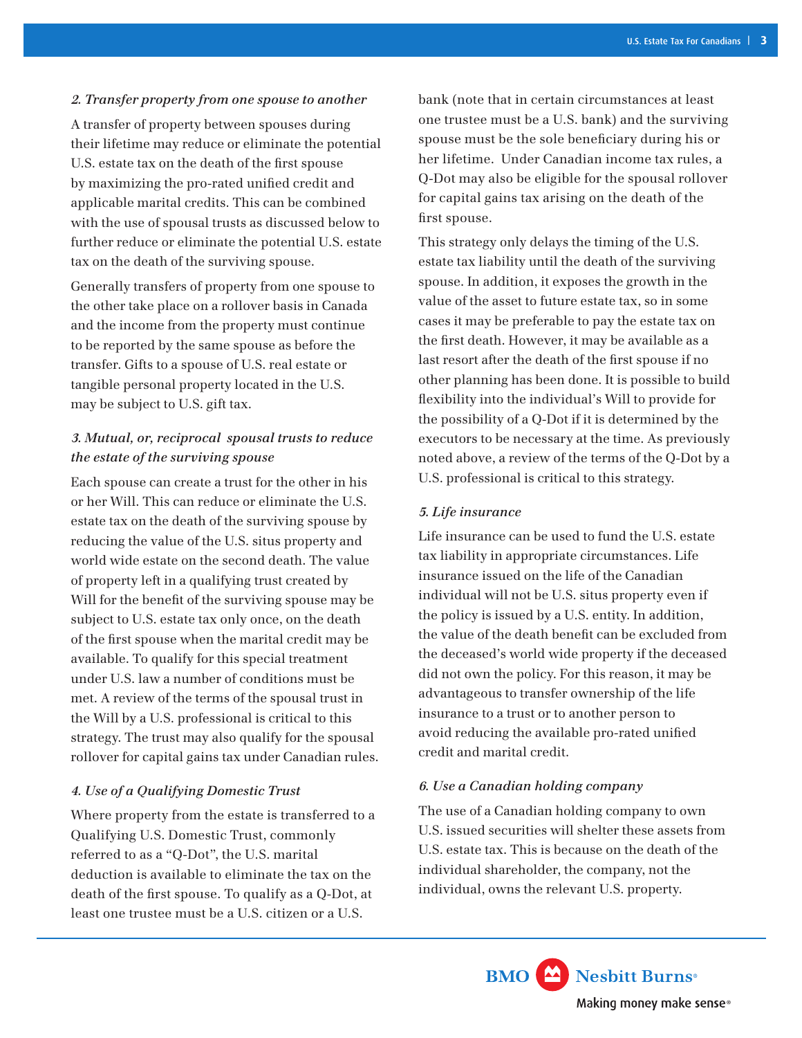### *2. Transfer property from one spouse to another*

A transfer of property between spouses during their lifetime may reduce or eliminate the potential U.S. estate tax on the death of the first spouse by maximizing the pro-rated unified credit and applicable marital credits. This can be combined with the use of spousal trusts as discussed below to further reduce or eliminate the potential U.S. estate tax on the death of the surviving spouse.

Generally transfers of property from one spouse to the other take place on a rollover basis in Canada and the income from the property must continue to be reported by the same spouse as before the transfer. Gifts to a spouse of U.S. real estate or tangible personal property located in the U.S. may be subject to U.S. gift tax.

### *3. Mutual, or, reciprocal spousal trusts to reduce the estate of the surviving spouse*

Each spouse can create a trust for the other in his or her Will. This can reduce or eliminate the U.S. estate tax on the death of the surviving spouse by reducing the value of the U.S. situs property and world wide estate on the second death. The value of property left in a qualifying trust created by Will for the benefit of the surviving spouse may be subject to U.S. estate tax only once, on the death of the first spouse when the marital credit may be available. To qualify for this special treatment under U.S. law a number of conditions must be met. A review of the terms of the spousal trust in the Will by a U.S. professional is critical to this strategy. The trust may also qualify for the spousal rollover for capital gains tax under Canadian rules.

### *4. Use of a Qualifying Domestic Trust*

Where property from the estate is transferred to a Qualifying U.S. Domestic Trust, commonly referred to as a "Q-Dot", the U.S. marital deduction is available to eliminate the tax on the death of the first spouse. To qualify as a Q-Dot, at least one trustee must be a U.S. citizen or a U.S. bank (note that in certain circumstances at least one trustee must be a U.S. bank) and the surviving spouse must be the sole beneficiary during his or her lifetime. Under Canadian income tax rules, a Q-Dot may also be eligible for the spousal rollover for capital gains tax arising on the death of the first spouse.

This strategy only delays the timing of the U.S. estate tax liability until the death of the surviving spouse. In addition, it exposes the growth in the value of the asset to future estate tax, so in some cases it may be preferable to pay the estate tax on the first death. However, it may be available as a last resort after the death of the first spouse if no other planning has been done. It is possible to build flexibility into the individual's Will to provide for the possibility of a Q-Dot if it is determined by the executors to be necessary at the time. As previously noted above, a review of the terms of the Q-Dot by a U.S. professional is critical to this strategy.

### *5. Life insurance*

Life insurance can be used to fund the U.S. estate tax liability in appropriate circumstances. Life insurance issued on the life of the Canadian individual will not be U.S. situs property even if the policy is issued by a U.S. entity. In addition, the value of the death benefit can be excluded from the deceased's world wide property if the deceased did not own the policy. For this reason, it may be advantageous to transfer ownership of the life insurance to a trust or to another person to avoid reducing the available pro-rated unified credit and marital credit.

### *6. Use a Canadian holding company*

The use of a Canadian holding company to own U.S. issued securities will shelter these assets from U.S. estate tax. This is because on the death of the individual shareholder, the company, not the individual, owns the relevant U.S. property.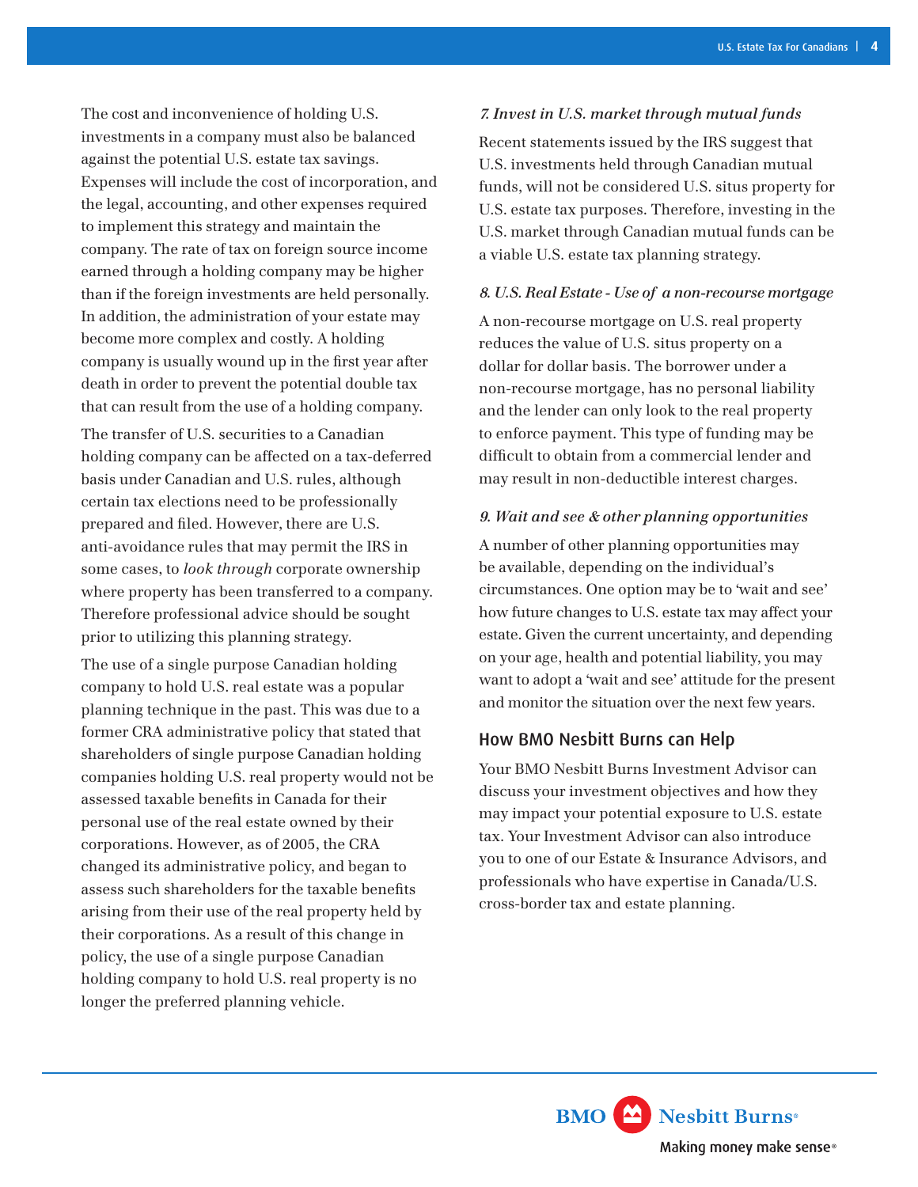The cost and inconvenience of holding U.S. investments in a company must also be balanced against the potential U.S. estate tax savings. Expenses will include the cost of incorporation, and the legal, accounting, and other expenses required to implement this strategy and maintain the company. The rate of tax on foreign source income earned through a holding company may be higher than if the foreign investments are held personally. In addition, the administration of your estate may become more complex and costly. A holding company is usually wound up in the first year after death in order to prevent the potential double tax that can result from the use of a holding company.

The transfer of U.S. securities to a Canadian holding company can be affected on a tax-deferred basis under Canadian and U.S. rules, although certain tax elections need to be professionally prepared and filed. However, there are U.S. anti-avoidance rules that may permit the IRS in some cases, to *look through* corporate ownership where property has been transferred to a company. Therefore professional advice should be sought prior to utilizing this planning strategy.

The use of a single purpose Canadian holding company to hold U.S. real estate was a popular planning technique in the past. This was due to a former CRA administrative policy that stated that shareholders of single purpose Canadian holding companies holding U.S. real property would not be assessed taxable benefits in Canada for their personal use of the real estate owned by their corporations. However, as of 2005, the CRA changed its administrative policy, and began to assess such shareholders for the taxable benefits arising from their use of the real property held by their corporations. As a result of this change in policy, the use of a single purpose Canadian holding company to hold U.S. real property is no longer the preferred planning vehicle.

### *7. Invest in U.S. market through mutual funds*

Recent statements issued by the IRS suggest that U.S. investments held through Canadian mutual funds, will not be considered U.S. situs property for U.S. estate tax purposes. Therefore, investing in the U.S. market through Canadian mutual funds can be a viable U.S. estate tax planning strategy.

### *8. U.S. Real Estate - Use of a non-recourse mortgage*

A non-recourse mortgage on U.S. real property reduces the value of U.S. situs property on a dollar for dollar basis. The borrower under a non-recourse mortgage, has no personal liability and the lender can only look to the real property to enforce payment. This type of funding may be difficult to obtain from a commercial lender and may result in non-deductible interest charges.

### *9. Wait and see & other planning opportunities*

A number of other planning opportunities may be available, depending on the individual's circumstances. One option may be to 'wait and see' how future changes to U.S. estate tax may affect your estate. Given the current uncertainty, and depending on your age, health and potential liability, you may want to adopt a 'wait and see' attitude for the present and monitor the situation over the next few years.

## How BMO Nesbitt Burns can Help

Your BMO Nesbitt Burns Investment Advisor can discuss your investment objectives and how they may impact your potential exposure to U.S. estate tax. Your Investment Advisor can also introduce you to one of our Estate & Insurance Advisors, and professionals who have expertise in Canada/U.S. cross-border tax and estate planning.

BMO Nesbitt Burns®
Making money make sense®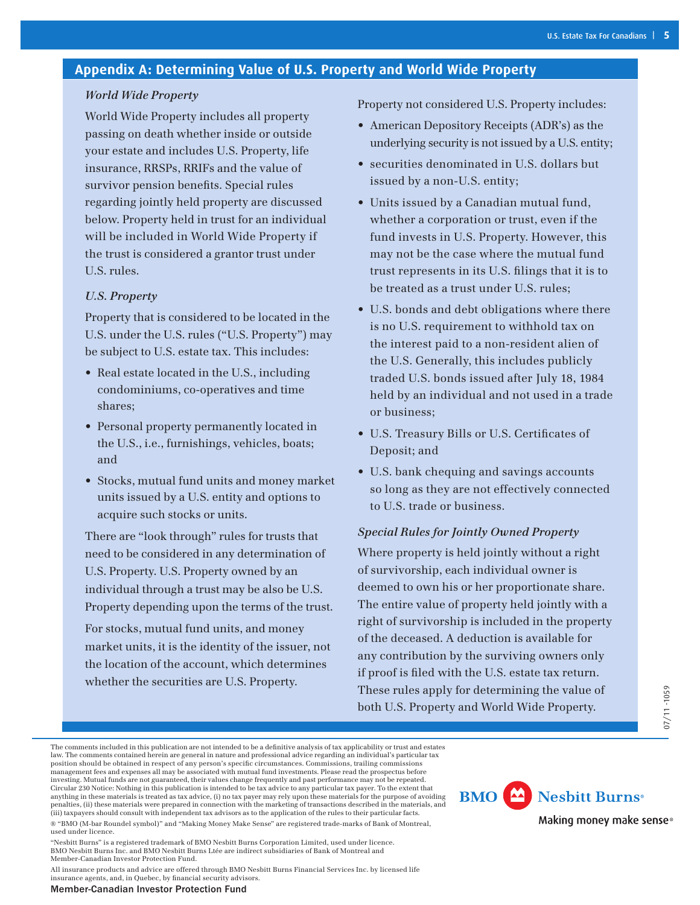## Appendix A: Determining Value of U.S. Property and World Wide Property

*World Wide Property*

World Wide Property includes all property passing on death whether inside or outside your estate and includes U.S. Property, life insurance, RRSPs, RRIFs and the value of survivor pension benefits. Special rules regarding jointly held property are discussed below. Property held in trust for an individual will be included in World Wide Property if the trust is considered a grantor trust under U.S. rules.

*U.S. Property*

Property that is considered to be located in the U.S. under the U.S. rules ("U.S. Property") may be subject to U.S. estate tax. This includes:

- Real estate located in the U.S., including condominiums, co-operatives and time shares;
- Personal property permanently located in the U.S., i.e., furnishings, vehicles, boats; and
- Stocks, mutual fund units and money market units issued by a U.S. entity and options to acquire such stocks or units.

There are "look through" rules for trusts that need to be considered in any determination of U.S. Property. U.S. Property owned by an individual through a trust may be also be U.S. Property depending upon the terms of the trust.

For stocks, mutual fund units, and money market units, it is the identity of the issuer, not the location of the account, which determines whether the securities are U.S. Property.

Property not considered U.S. Property includes:

- American Depository Receipts (ADR's) as the underlying security is not issued by a U.S. entity;
- securities denominated in U.S. dollars but issued by a non-U.S. entity;
- Units issued by a Canadian mutual fund, whether a corporation or trust, even if the fund invests in U.S. Property. However, this may not be the case where the mutual fund trust represents in its U.S. filings that it is to be treated as a trust under U.S. rules;
- U.S. bonds and debt obligations where there is no U.S. requirement to withhold tax on the interest paid to a non-resident alien of the U.S. Generally, this includes publicly traded U.S. bonds issued after July 18, 1984 held by an individual and not used in a trade or business;
- U.S. Treasury Bills or U.S. Certificates of Deposit; and
- U.S. bank chequing and savings accounts so long as they are not effectively connected to U.S. trade or business.

*Special Rules for Jointly Owned Property*

Where property is held jointly without a right of survivorship, each individual owner is deemed to own his or her proportionate share. The entire value of property held jointly with a right of survivorship is included in the property of the deceased. A deduction is available for any contribution by the surviving owners only if proof is filed with the U.S. estate tax return. These rules apply for determining the value of both U.S. Property and World Wide Property.

07/11-1059

The comments included in this publication are not intended to be a definitive analysis of tax applicability or trust and estates law. The comments contained herein are general in nature and professional advice regarding an individual's particular tax position should be obtained in respect of any person's specific circumstances. Commissions, trailing commissions management fees and expenses all may be associated with mutual fund investments. Please read the prospectus before investing. Mutual funds are not guaranteed, their values change frequently and past performance may not be repeated. Circular 230 Notice: Nothing in this publication is intended to be tax advice to any particular tax payer. To the extent that anything in these materials is treated as tax advice, (i) no tax payer may rely upon these materials for the purpose of avoiding penalties, (ii) these materials were prepared in connection with the marketing of transactions described in the materials, and (iii) taxpayers should consult with independent tax advisors as to the application of the rules to their particular facts.

® "BMO (M-bar Roundel symbol)" and "Making Money Make Sense" are registered trade-marks of Bank of Montreal, used under licence.

"Nesbitt Burns" is a registered trademark of BMO Nesbitt Burns Corporation Limited, used under licence. BMO Nesbitt Burns Inc. and BMO Nesbitt Burns Ltée are indirect subsidiaries of Bank of Montreal and Member-Canadian Investor Protection Fund.

All insurance products and advice are offered through BMO Nesbitt Burns Financial Services Inc. by licensed life insurance agents, and, in Quebec, by financial security advisors.

Member-Canadian Investor Protection Fund

BMO Nesbitt Burns®

Making money make sense®